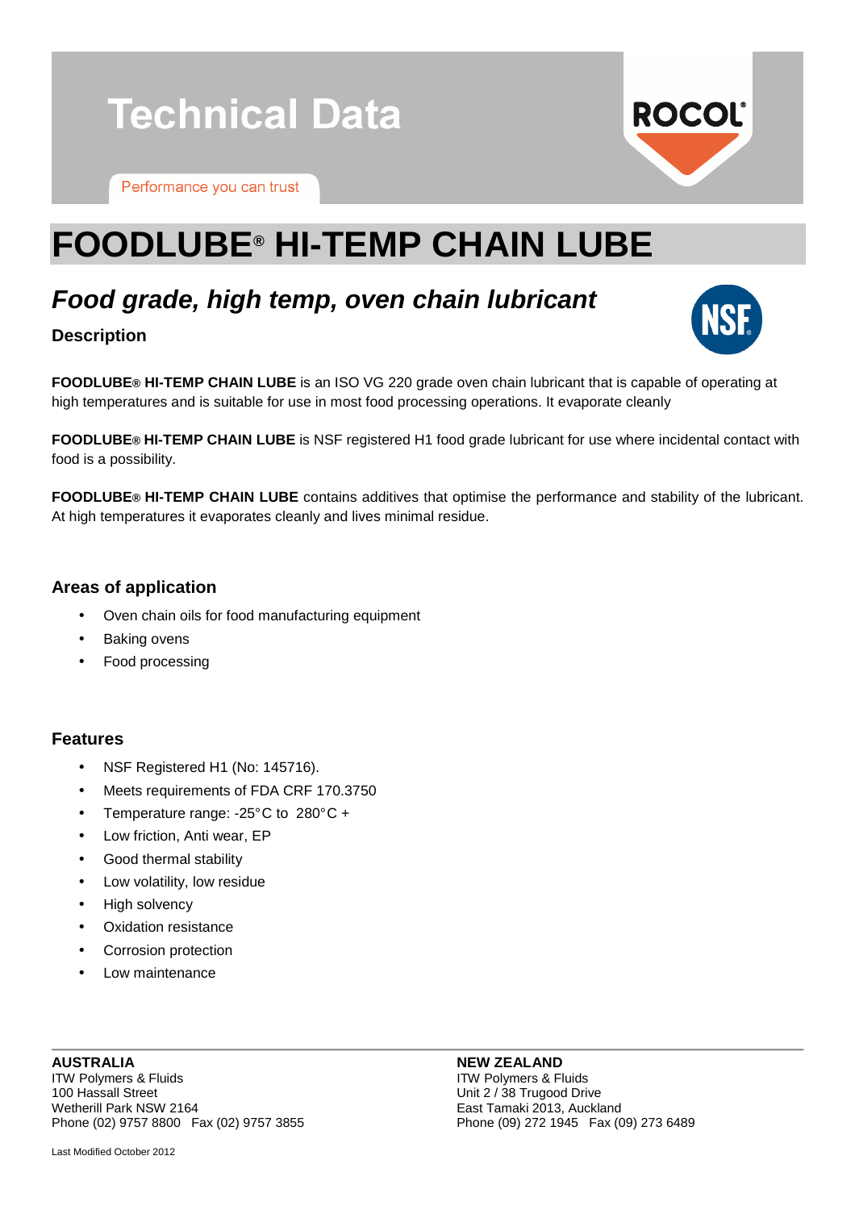# Technical Data

Performance you can trust

# FOODLUBE® HI-TEMP CHAIN LUBE

## *Food grade, high temp, oven chain lubricant*

### Description

**FOODLUBE® HI-TEMP CHAIN LUBE** is an ISO VG 220 grade oven chain lubricant that is capable of operating at high temperatures and is suitable for use in most food processing operations. It evaporate cleanly

**FOODLUBE® HI-TEMP CHAIN LUBE** is NSF registered H1 food grade lubricant for use where incidental contact with food is a possibility.

**FOODLUBE® HI-TEMP CHAIN LUBE** contains additives that optimise the performance and stability of the lubricant. At high temperatures it evaporates cleanly and lives minimal residue.

### Areas of application

- Oven chain oils for food manufacturing equipment
- Baking ovens
- Food processing

### Features

- NSF Registered H1 (No: 145716).
- Meets requirements of FDA CRF 170.3750
- Temperature range: -25°C to 280°C +
- Low friction, Anti wear, EP
- Good thermal stability
- Low volatility, low residue
- High solvency
- Oxidation resistance
- Corrosion protection
- Low maintenance

**AUSTRALIA**
ITW Polymers & Fluids
100 Hassall Street
Wetherill Park NSW 2164
Phone (02) 9757 8800 Fax (02) 9757 3855

**NEW ZEALAND**
ITW Polymers & Fluids
Unit 2 / 38 Trugood Drive
East Tamaki 2013, Auckland
Phone (09) 272 1945 Fax (09) 273 6489

Last Modified October 2012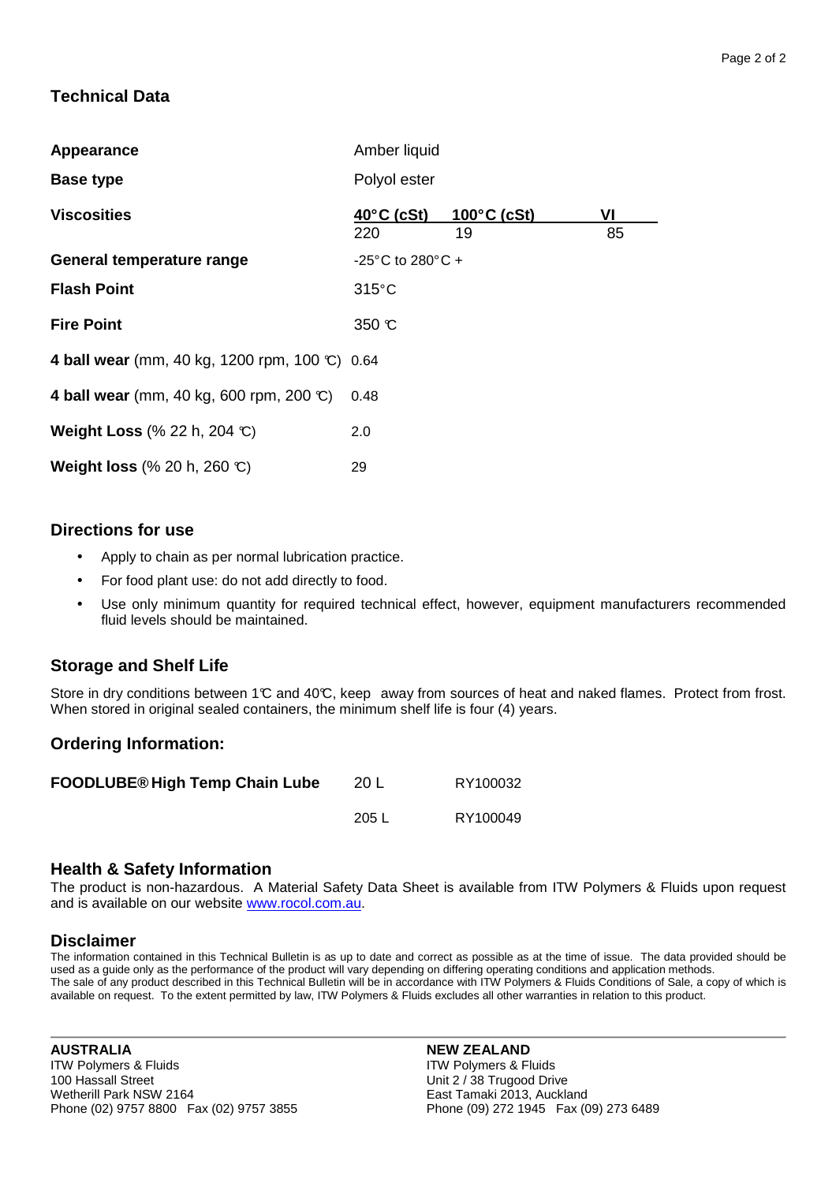## Technical Data

| | | | |
|---|---|---|---|
| **Appearance** | Amber liquid | | |
| **Base type** | Polyol ester | | |
| **Viscosities** | **40°C (cSt)** | **100°C (cSt)** | **VI** |
| | 220 | 19 | 85 |
| **General temperature range** | -25°C to 280°C + | | |
| **Flash Point** | 315°C | | |
| **Fire Point** | 350 °C | | |
| **4 ball wear** (mm, 40 kg, 1200 rpm, 100 °C) | 0.64 | | |
| **4 ball wear** (mm, 40 kg, 600 rpm, 200 °C) | 0.48 | | |
| **Weight Loss** (% 22 h, 204 °C) | 2.0 | | |
| **Weight loss** (% 20 h, 260 °C) | 29 | | |

## Directions for use

- Apply to chain as per normal lubrication practice.
- For food plant use: do not add directly to food.
- Use only minimum quantity for required technical effect, however, equipment manufacturers recommended fluid levels should be maintained.

## Storage and Shelf Life

Store in dry conditions between 1°C and 40°C, keep away from sources of heat and naked flames. Protect from frost. When stored in original sealed containers, the minimum shelf life is four (4) years.

## Ordering Information:

| | | |
|---|---|---|
| **FOODLUBE® High Temp Chain Lube** | 20 L | RY100032 |
| | 205 L | RY100049 |

## Health & Safety Information

The product is non-hazardous. A Material Safety Data Sheet is available from ITW Polymers & Fluids upon request and is available on our website www.rocol.com.au.

## Disclaimer

The information contained in this Technical Bulletin is as up to date and correct as possible as at the time of issue. The data provided should be used as a guide only as the performance of the product will vary depending on differing operating conditions and application methods.
The sale of any product described in this Technical Bulletin will be in accordance with ITW Polymers & Fluids Conditions of Sale, a copy of which is available on request. To the extent permitted by law, ITW Polymers & Fluids excludes all other warranties in relation to this product.

**AUSTRALIA**
ITW Polymers & Fluids
100 Hassall Street
Wetherill Park NSW 2164
Phone (02) 9757 8800 Fax (02) 9757 3855

**NEW ZEALAND**
ITW Polymers & Fluids
Unit 2 / 38 Trugood Drive
East Tamaki 2013, Auckland
Phone (09) 272 1945 Fax (09) 273 6489